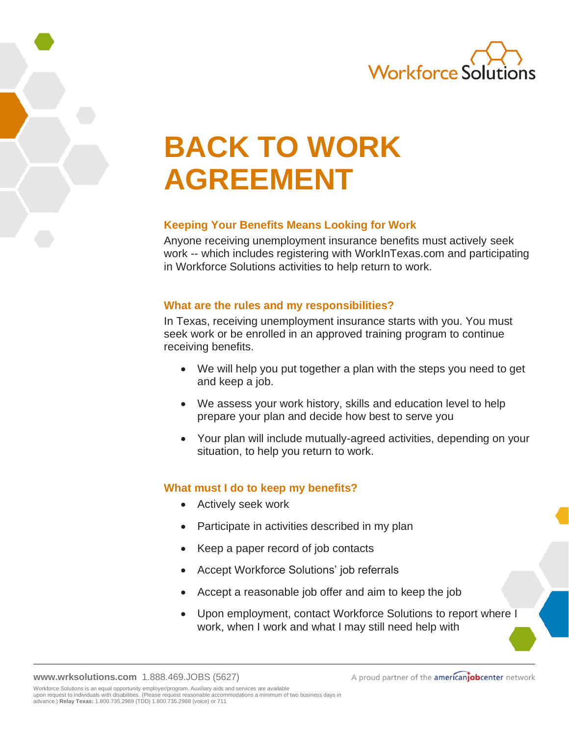# BACK TO WORK AGREEMENT

### Keeping Your Benefits Means Looking for Work

Anyone receiving unemployment insurance benefits must actively seek work -- which includes registering with WorkInTexas.com and participating in Workforce Solutions activities to help return to work.

### What are the rules and my responsibilities?

In Texas, receiving unemployment insurance starts with you. You must seek work or be enrolled in an approved training program to continue receiving benefits.

- We will help you put together a plan with the steps you need to get and keep a job.
- We assess your work history, skills and education level to help prepare your plan and decide how best to serve you
- Your plan will include mutually-agreed activities, depending on your situation, to help you return to work.

### What must I do to keep my benefits?

- Actively seek work
- Participate in activities described in my plan
- Keep a paper record of job contacts
- Accept Workforce Solutions' job referrals
- Accept a reasonable job offer and aim to keep the job
- Upon employment, contact Workforce Solutions to report where I work, when I work and what I may still need help with

**www.wrksolutions.com** 1.888.469.JOBS (5627)

A proud partner of the americanjobcenter network

Workforce Solutions is an equal opportunity employer/program. Auxiliary aids and services are available upon request to individuals with disabilities. (Please request reasonable accommodations a minimum of two business days in advance.) **Relay Texas:** 1.800.735.2989 (TDD) 1.800.735.2988 (voice) or 711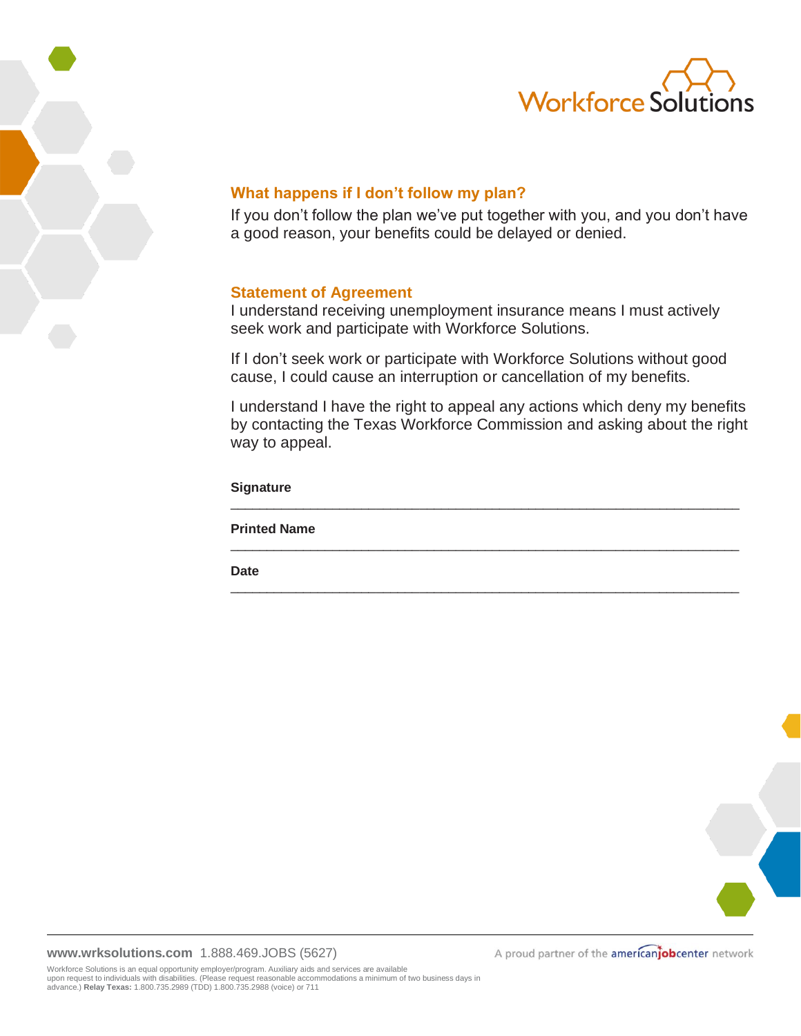## What happens if I don't follow my plan?

If you don't follow the plan we've put together with you, and you don't have a good reason, your benefits could be delayed or denied.

## Statement of Agreement

I understand receiving unemployment insurance means I must actively seek work and participate with Workforce Solutions.

If I don't seek work or participate with Workforce Solutions without good cause, I could cause an interruption or cancellation of my benefits.

I understand I have the right to appeal any actions which deny my benefits by contacting the Texas Workforce Commission and asking about the right way to appeal.

**Signature**

_______________________________________________________________

**Printed Name**

_______________________________________________________________

**Date**

_______________________________________________________________

**www.wrksolutions.com** 1.888.469.JOBS (5627)

A proud partner of the americanjobcenter network

Workforce Solutions is an equal opportunity employer/program. Auxiliary aids and services are available upon request to individuals with disabilities. (Please request reasonable accommodations a minimum of two business days in advance.) **Relay Texas:** 1.800.735.2989 (TDD) 1.800.735.2988 (voice) or 711